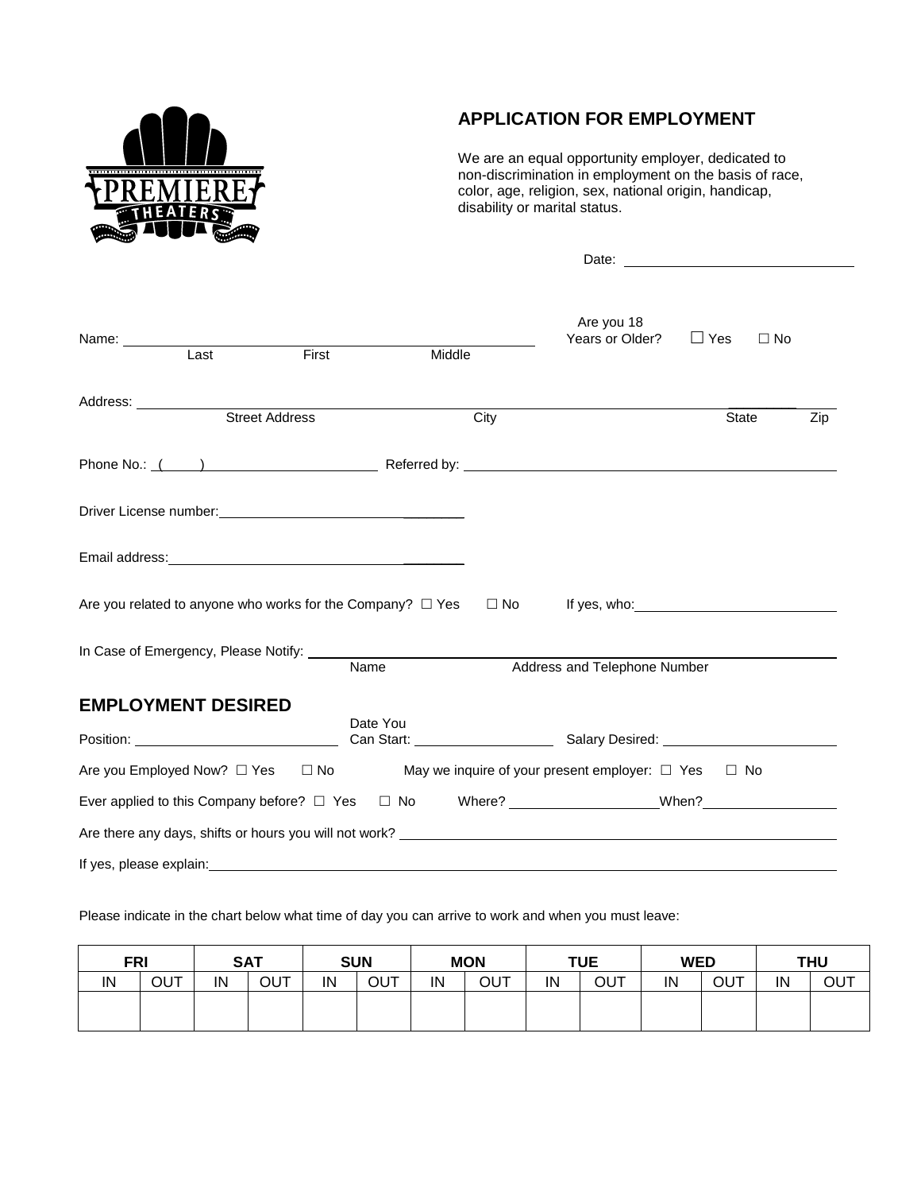PREMIERE THEATERS

# APPLICATION FOR EMPLOYMENT

We are an equal opportunity employer, dedicated to non-discrimination in employment on the basis of race, color, age, religion, sex, national origin, handicap, disability or marital status.

Date: ______________________________

Name: ______________________________________________ Are you 18 Years or Older? ☐ Yes ☐ No
Last First Middle

Address: ______________________________________________________________________________
Street Address City State Zip

Phone No.: ( ) ______________________ Referred by: ____________________________________________

Driver License number: ______________________________

Email address: ______________________________

Are you related to anyone who works for the Company? ☐ Yes ☐ No If yes, who: __________________________

In Case of Emergency, Please Notify: ____________________________________________________________
Name Address and Telephone Number

## EMPLOYMENT DESIRED

Position: __________________________ Date You Can Start: __________________ Salary Desired: ______________________

Are you Employed Now? ☐ Yes ☐ No May we inquire of your present employer: ☐ Yes ☐ No

Ever applied to this Company before? ☐ Yes ☐ No Where? ____________________ When? __________________

Are there any days, shifts or hours you will not work? ________________________________________________

If yes, please explain: ______________________________________________________________________

Please indicate in the chart below what time of day you can arrive to work and when you must leave:

| FRI | | SAT | | SUN | | MON | | TUE | | WED | | THU | |
|---|---|---|---|---|---|---|---|---|---|---|---|---|---|
| IN | OUT | IN | OUT | IN | OUT | IN | OUT | IN | OUT | IN | OUT | IN | OUT |
| | | | | | | | | | | | | | |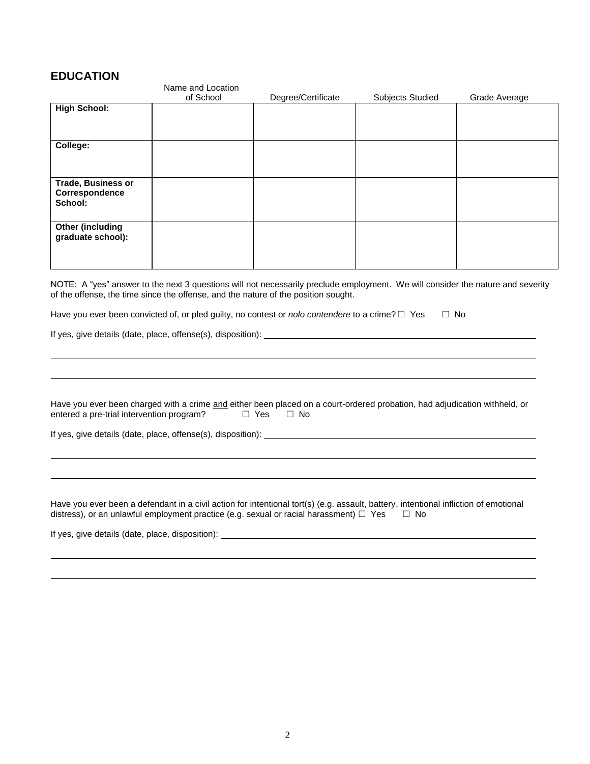## EDUCATION

| | Name and Location of School | Degree/Certificate | Subjects Studied | Grade Average |
|---|---|---|---|---|
| **High School:** | | | | |
| **College:** | | | | |
| **Trade, Business or Correspondence School:** | | | | |
| **Other (including graduate school):** | | | | |

NOTE: A "yes" answer to the next 3 questions will not necessarily preclude employment. We will consider the nature and severity of the offense, the time since the offense, and the nature of the position sought.

Have you ever been convicted of, or pled guilty, no contest or *nolo contendere* to a crime? ☐ Yes ☐ No

If yes, give details (date, place, offense(s), disposition): ______________________________

______________________________________________________________________________

______________________________________________________________________________

Have you ever been charged with a crime and either been placed on a court-ordered probation, had adjudication withheld, or entered a pre-trial intervention program? ☐ Yes ☐ No

If yes, give details (date, place, offense(s), disposition): ______________________________

______________________________________________________________________________

______________________________________________________________________________

Have you ever been a defendant in a civil action for intentional tort(s) (e.g. assault, battery, intentional infliction of emotional distress), or an unlawful employment practice (e.g. sexual or racial harassment) ☐ Yes ☐ No

If yes, give details (date, place, disposition): ______________________________

______________________________________________________________________________

______________________________________________________________________________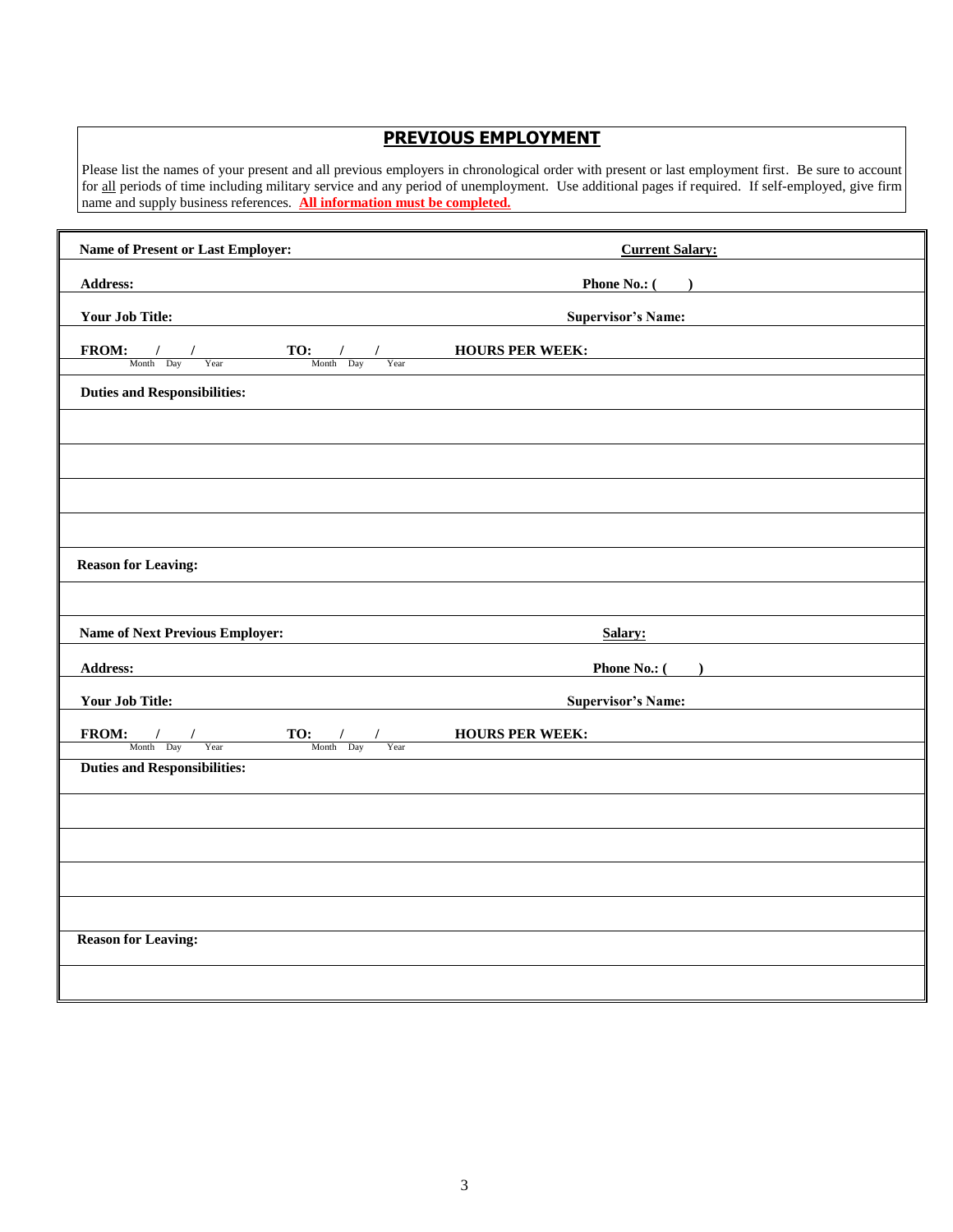## PREVIOUS EMPLOYMENT

Please list the names of your present and all previous employers in chronological order with present or last employment first. Be sure to account for all periods of time including military service and any period of unemployment. Use additional pages if required. If self-employed, give firm name and supply business references. **All information must be completed.**

| | |
|---|---|
| **Name of Present or Last Employer:** | **Current Salary:** |
| **Address:** | **Phone No.: (     )** |
| **Your Job Title:** | **Supervisor's Name:** |
| **FROM:** ___/___/___ (Month Day Year) **TO:** ___/___/___ (Month Day Year) | **HOURS PER WEEK:** |
| **Duties and Responsibilities:** | |
| | |
| | |
| | |
| | |
| **Reason for Leaving:** | |
| | |
| **Name of Next Previous Employer:** | **Salary:** |
| **Address:** | **Phone No.: (     )** |
| **Your Job Title:** | **Supervisor's Name:** |
| **FROM:** ___/___/___ (Month Day Year) **TO:** ___/___/___ (Month Day Year) | **HOURS PER WEEK:** |
| **Duties and Responsibilities:** | |
| | |
| | |
| | |
| | |
| **Reason for Leaving:** | |
| | |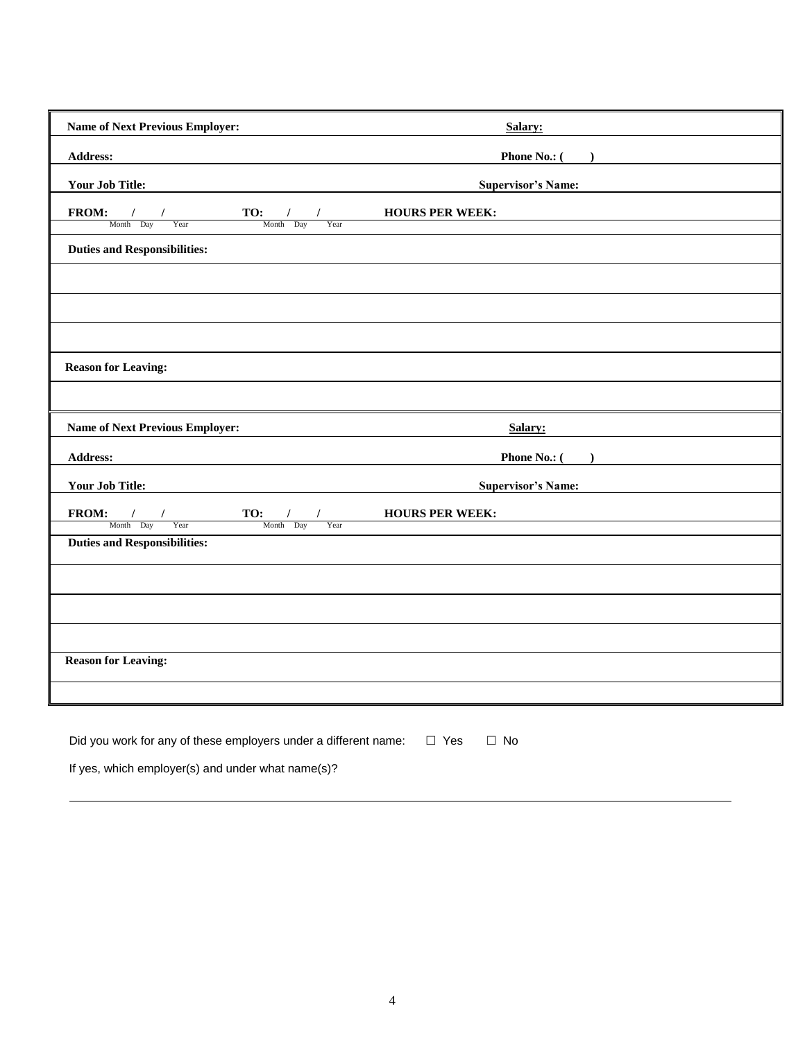| | |
|---|---|
| **Name of Next Previous Employer:** | **Salary:** |
| **Address:** | **Phone No.: (      )** |
| **Your Job Title:** | **Supervisor's Name:** |
| **FROM:** / / (Month Day Year) **TO:** / / (Month Day Year) | **HOURS PER WEEK:** |
| **Duties and Responsibilities:** | |
| | |
| | |
| | |
| **Reason for Leaving:** | |
| | |

| | |
|---|---|
| **Name of Next Previous Employer:** | **Salary:** |
| **Address:** | **Phone No.: (      )** |
| **Your Job Title:** | **Supervisor's Name:** |
| **FROM:** / / (Month Day Year) **TO:** / / (Month Day Year) | **HOURS PER WEEK:** |
| **Duties and Responsibilities:** | |
| | |
| | |
| | |
| **Reason for Leaving:** | |
| | |

Did you work for any of these employers under a different name: ☐ Yes ☐ No

If yes, which employer(s) and under what name(s)?

_______________________________________________________________________________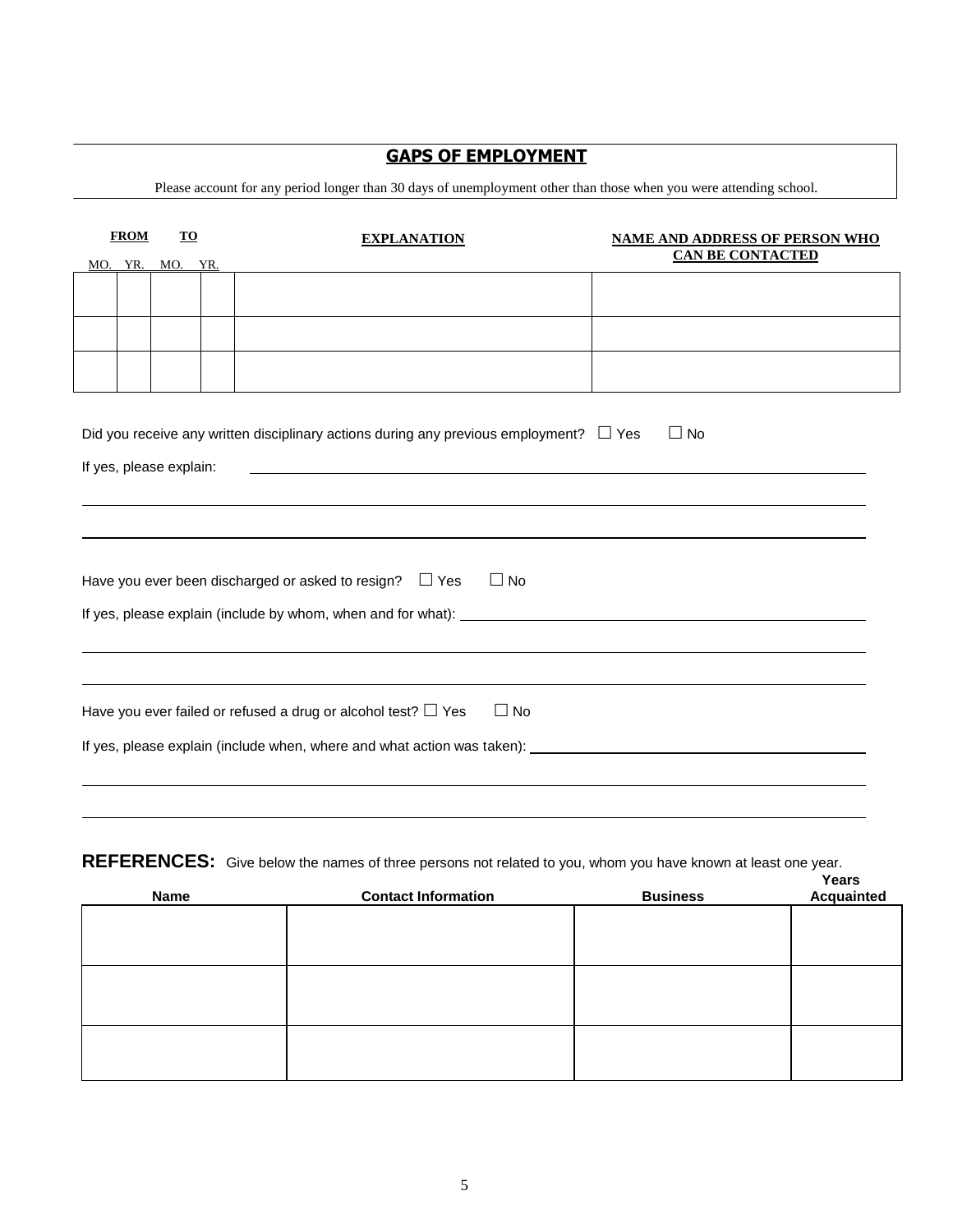## GAPS OF EMPLOYMENT

Please account for any period longer than 30 days of unemployment other than those when you were attending school.

| FROM | | TO | | EXPLANATION | NAME AND ADDRESS OF PERSON WHO CAN BE CONTACTED |
|---|---|---|---|---|---|
| MO. | YR. | MO. | YR. | | |
| | | | | | |
| | | | | | |
| | | | | | |

Did you receive any written disciplinary actions during any previous employment? ☐ Yes ☐ No

If yes, please explain: ______________________________________________

______________________________________________

______________________________________________

Have you ever been discharged or asked to resign? ☐ Yes ☐ No

If yes, please explain (include by whom, when and for what): ______________________________________________

______________________________________________

______________________________________________

Have you ever failed or refused a drug or alcohol test? ☐ Yes ☐ No

If yes, please explain (include when, where and what action was taken): ______________________________________________

______________________________________________

______________________________________________

**REFERENCES:** Give below the names of three persons not related to you, whom you have known at least one year.

| Name | Contact Information | Business | Years Acquainted |
|---|---|---|---|
| | | | |
| | | | |
| | | | |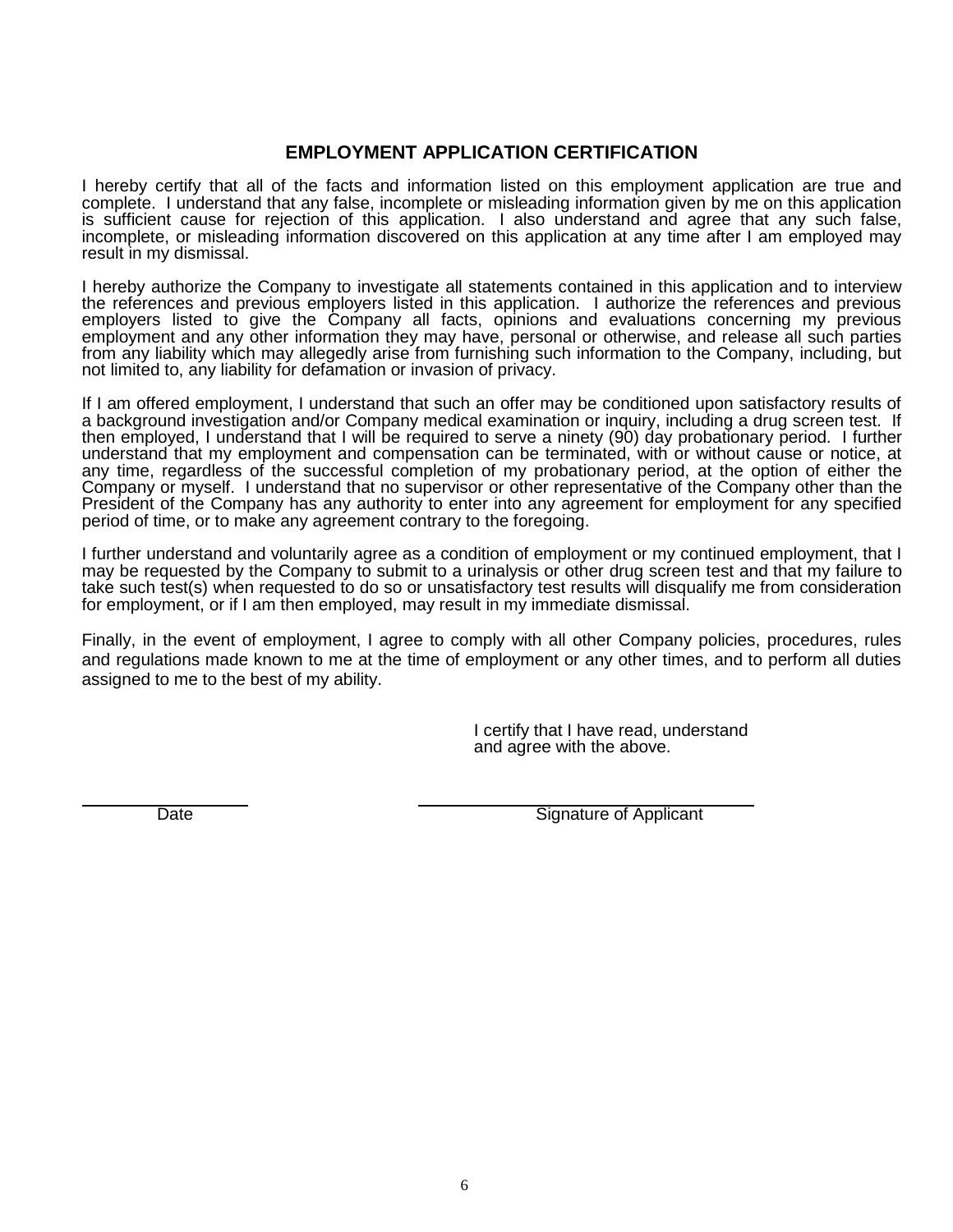## EMPLOYMENT APPLICATION CERTIFICATION

I hereby certify that all of the facts and information listed on this employment application are true and complete. I understand that any false, incomplete or misleading information given by me on this application is sufficient cause for rejection of this application. I also understand and agree that any such false, incomplete, or misleading information discovered on this application at any time after I am employed may result in my dismissal.

I hereby authorize the Company to investigate all statements contained in this application and to interview the references and previous employers listed in this application. I authorize the references and previous employers listed to give the Company all facts, opinions and evaluations concerning my previous employment and any other information they may have, personal or otherwise, and release all such parties from any liability which may allegedly arise from furnishing such information to the Company, including, but not limited to, any liability for defamation or invasion of privacy.

If I am offered employment, I understand that such an offer may be conditioned upon satisfactory results of a background investigation and/or Company medical examination or inquiry, including a drug screen test. If then employed, I understand that I will be required to serve a ninety (90) day probationary period. I further understand that my employment and compensation can be terminated, with or without cause or notice, at any time, regardless of the successful completion of my probationary period, at the option of either the Company or myself. I understand that no supervisor or other representative of the Company other than the President of the Company has any authority to enter into any agreement for employment for any specified period of time, or to make any agreement contrary to the foregoing.

I further understand and voluntarily agree as a condition of employment or my continued employment, that I may be requested by the Company to submit to a urinalysis or other drug screen test and that my failure to take such test(s) when requested to do so or unsatisfactory test results will disqualify me from consideration for employment, or if I am then employed, may result in my immediate dismissal.

Finally, in the event of employment, I agree to comply with all other Company policies, procedures, rules and regulations made known to me at the time of employment or any other times, and to perform all duties assigned to me to the best of my ability.

I certify that I have read, understand and agree with the above.

\_\_\_\_\_\_\_\_\_\_\_\_\_\_\_\_\_\_\_\_ Date

\_\_\_\_\_\_\_\_\_\_\_\_\_\_\_\_\_\_\_\_\_\_\_\_\_\_\_\_\_\_\_\_\_\_\_\_\_\_ Signature of Applicant